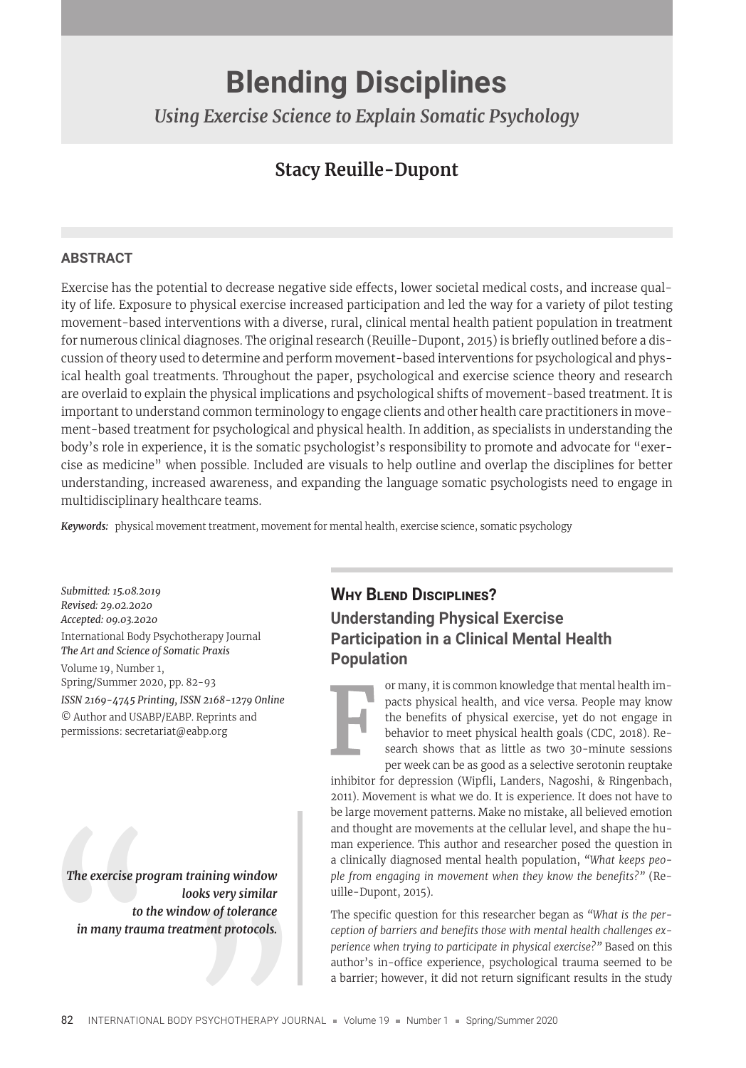# Blending Disciplines

*Using Exercise Science to Explain Somatic Psychology*

## Stacy Reuille-Dupont

### ABSTRACT

Exercise has the potential to decrease negative side effects, lower societal medical costs, and increase quality of life. Exposure to physical exercise increased participation and led the way for a variety of pilot testing movement-based interventions with a diverse, rural, clinical mental health patient population in treatment for numerous clinical diagnoses. The original research (Reuille-Dupont, 2015) is briefly outlined before a discussion of theory used to determine and perform movement-based interventions for psychological and physical health goal treatments. Throughout the paper, psychological and exercise science theory and research are overlaid to explain the physical implications and psychological shifts of movement-based treatment. It is important to understand common terminology to engage clients and other health care practitioners in movement-based treatment for psychological and physical health. In addition, as specialists in understanding the body's role in experience, it is the somatic psychologist's responsibility to promote and advocate for "exercise as medicine" when possible. Included are visuals to help outline and overlap the disciplines for better understanding, increased awareness, and expanding the language somatic psychologists need to engage in multidisciplinary healthcare teams.

***Keywords:*** physical movement treatment, movement for mental health, exercise science, somatic psychology

*Submitted: 15.08.2019*
*Revised: 29.02.2020*
*Accepted: 09.03.2020*

International Body Psychotherapy Journal
*The Art and Science of Somatic Praxis*
Volume 19, Number 1,
Spring/Summer 2020, pp. 82-93
*ISSN 2169-4745 Printing, ISSN 2168-1279 Online*
© Author and USABP/EABP. Reprints and permissions: secretariat@eabp.org

> ***The exercise program training window looks very similar to the window of tolerance in many trauma treatment protocols.***

## Why Blend Disciplines?

### Understanding Physical Exercise Participation in a Clinical Mental Health Population

For many, it is common knowledge that mental health impacts physical health, and vice versa. People may know the benefits of physical exercise, yet do not engage in behavior to meet physical health goals (CDC, 2018). Research shows that as little as two 30-minute sessions per week can be as good as a selective serotonin reuptake inhibitor for depression (Wipfli, Landers, Nagoshi, & Ringenbach, 2011). Movement is what we do. It is experience. It does not have to be large movement patterns. Make no mistake, all believed emotion and thought are movements at the cellular level, and shape the human experience. This author and researcher posed the question in a clinically diagnosed mental health population, *"What keeps people from engaging in movement when they know the benefits?"* (Reuille-Dupont, 2015).

The specific question for this researcher began as *"What is the perception of barriers and benefits those with mental health challenges experience when trying to participate in physical exercise?"* Based on this author's in-office experience, psychological trauma seemed to be a barrier; however, it did not return significant results in the study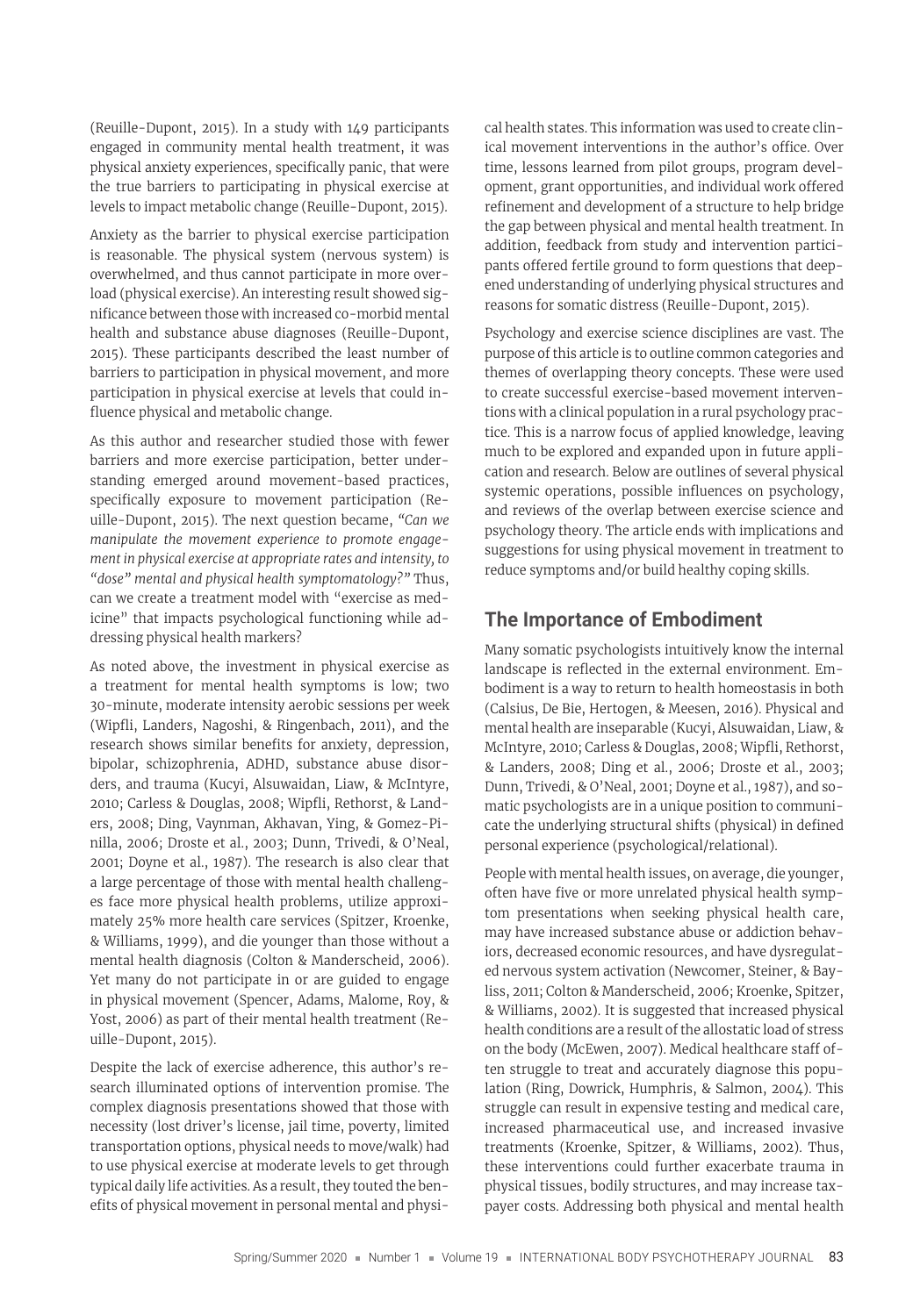(Reuille-Dupont, 2015). In a study with 149 participants engaged in community mental health treatment, it was physical anxiety experiences, specifically panic, that were the true barriers to participating in physical exercise at levels to impact metabolic change (Reuille-Dupont, 2015).

Anxiety as the barrier to physical exercise participation is reasonable. The physical system (nervous system) is overwhelmed, and thus cannot participate in more overload (physical exercise). An interesting result showed significance between those with increased co-morbid mental health and substance abuse diagnoses (Reuille-Dupont, 2015). These participants described the least number of barriers to participation in physical movement, and more participation in physical exercise at levels that could influence physical and metabolic change.

As this author and researcher studied those with fewer barriers and more exercise participation, better understanding emerged around movement-based practices, specifically exposure to movement participation (Reuille-Dupont, 2015). The next question became, *"Can we manipulate the movement experience to promote engagement in physical exercise at appropriate rates and intensity, to "dose" mental and physical health symptomatology?"* Thus, can we create a treatment model with "exercise as medicine" that impacts psychological functioning while addressing physical health markers?

As noted above, the investment in physical exercise as a treatment for mental health symptoms is low; two 30-minute, moderate intensity aerobic sessions per week (Wipfli, Landers, Nagoshi, & Ringenbach, 2011), and the research shows similar benefits for anxiety, depression, bipolar, schizophrenia, ADHD, substance abuse disorders, and trauma (Kucyi, Alsuwaidan, Liaw, & McIntyre, 2010; Carless & Douglas, 2008; Wipfli, Rethorst, & Landers, 2008; Ding, Vaynman, Akhavan, Ying, & Gomez-Pinilla, 2006; Droste et al., 2003; Dunn, Trivedi, & O'Neal, 2001; Doyne et al., 1987). The research is also clear that a large percentage of those with mental health challenges face more physical health problems, utilize approximately 25% more health care services (Spitzer, Kroenke, & Williams, 1999), and die younger than those without a mental health diagnosis (Colton & Manderscheid, 2006). Yet many do not participate in or are guided to engage in physical movement (Spencer, Adams, Malome, Roy, & Yost, 2006) as part of their mental health treatment (Reuille-Dupont, 2015).

Despite the lack of exercise adherence, this author's research illuminated options of intervention promise. The complex diagnosis presentations showed that those with necessity (lost driver's license, jail time, poverty, limited transportation options, physical needs to move/walk) had to use physical exercise at moderate levels to get through typical daily life activities. As a result, they touted the benefits of physical movement in personal mental and physical health states. This information was used to create clinical movement interventions in the author's office. Over time, lessons learned from pilot groups, program development, grant opportunities, and individual work offered refinement and development of a structure to help bridge the gap between physical and mental health treatment. In addition, feedback from study and intervention participants offered fertile ground to form questions that deepened understanding of underlying physical structures and reasons for somatic distress (Reuille-Dupont, 2015).

Psychology and exercise science disciplines are vast. The purpose of this article is to outline common categories and themes of overlapping theory concepts. These were used to create successful exercise-based movement interventions with a clinical population in a rural psychology practice. This is a narrow focus of applied knowledge, leaving much to be explored and expanded upon in future application and research. Below are outlines of several physical systemic operations, possible influences on psychology, and reviews of the overlap between exercise science and psychology theory. The article ends with implications and suggestions for using physical movement in treatment to reduce symptoms and/or build healthy coping skills.

## The Importance of Embodiment

Many somatic psychologists intuitively know the internal landscape is reflected in the external environment. Embodiment is a way to return to health homeostasis in both (Calsius, De Bie, Hertogen, & Meesen, 2016). Physical and mental health are inseparable (Kucyi, Alsuwaidan, Liaw, & McIntyre, 2010; Carless & Douglas, 2008; Wipfli, Rethorst, & Landers, 2008; Ding et al., 2006; Droste et al., 2003; Dunn, Trivedi, & O'Neal, 2001; Doyne et al., 1987), and somatic psychologists are in a unique position to communicate the underlying structural shifts (physical) in defined personal experience (psychological/relational).

People with mental health issues, on average, die younger, often have five or more unrelated physical health symptom presentations when seeking physical health care, may have increased substance abuse or addiction behaviors, decreased economic resources, and have dysregulated nervous system activation (Newcomer, Steiner, & Bayliss, 2011; Colton & Manderscheid, 2006; Kroenke, Spitzer, & Williams, 2002). It is suggested that increased physical health conditions are a result of the allostatic load of stress on the body (McEwen, 2007). Medical healthcare staff often struggle to treat and accurately diagnose this population (Ring, Dowrick, Humphris, & Salmon, 2004). This struggle can result in expensive testing and medical care, increased pharmaceutical use, and increased invasive treatments (Kroenke, Spitzer, & Williams, 2002). Thus, these interventions could further exacerbate trauma in physical tissues, bodily structures, and may increase taxpayer costs. Addressing both physical and mental health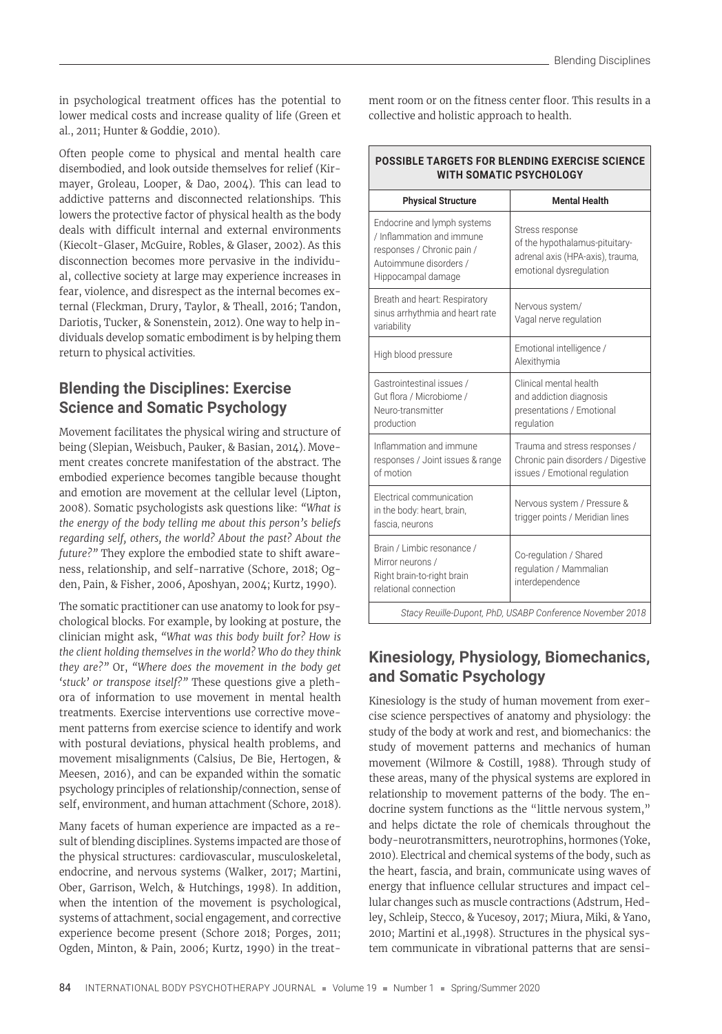in psychological treatment offices has the potential to lower medical costs and increase quality of life (Green et al., 2011; Hunter & Goddie, 2010).

Often people come to physical and mental health care disembodied, and look outside themselves for relief (Kirmayer, Groleau, Looper, & Dao, 2004). This can lead to addictive patterns and disconnected relationships. This lowers the protective factor of physical health as the body deals with difficult internal and external environments (Kiecolt-Glaser, McGuire, Robles, & Glaser, 2002). As this disconnection becomes more pervasive in the individual, collective society at large may experience increases in fear, violence, and disrespect as the internal becomes external (Fleckman, Drury, Taylor, & Theall, 2016; Tandon, Dariotis, Tucker, & Sonenstein, 2012). One way to help individuals develop somatic embodiment is by helping them return to physical activities.

## Blending the Disciplines: Exercise Science and Somatic Psychology

Movement facilitates the physical wiring and structure of being (Slepian, Weisbuch, Pauker, & Basian, 2014). Movement creates concrete manifestation of the abstract. The embodied experience becomes tangible because thought and emotion are movement at the cellular level (Lipton, 2008). Somatic psychologists ask questions like: *"What is the energy of the body telling me about this person's beliefs regarding self, others, the world? About the past? About the future?"* They explore the embodied state to shift awareness, relationship, and self-narrative (Schore, 2018; Ogden, Pain, & Fisher, 2006, Aposhyan, 2004; Kurtz, 1990).

The somatic practitioner can use anatomy to look for psychological blocks. For example, by looking at posture, the clinician might ask, *"What was this body built for? How is the client holding themselves in the world? Who do they think they are?"* Or, *"Where does the movement in the body get 'stuck' or transpose itself?"* These questions give a plethora of information to use movement in mental health treatments. Exercise interventions use corrective movement patterns from exercise science to identify and work with postural deviations, physical health problems, and movement misalignments (Calsius, De Bie, Hertogen, & Meesen, 2016), and can be expanded within the somatic psychology principles of relationship/connection, sense of self, environment, and human attachment (Schore, 2018).

Many facets of human experience are impacted as a result of blending disciplines. Systems impacted are those of the physical structures: cardiovascular, musculoskeletal, endocrine, and nervous systems (Walker, 2017; Martini, Ober, Garrison, Welch, & Hutchings, 1998). In addition, when the intention of the movement is psychological, systems of attachment, social engagement, and corrective experience become present (Schore 2018; Porges, 2011; Ogden, Minton, & Pain, 2006; Kurtz, 1990) in the treatment room or on the fitness center floor. This results in a collective and holistic approach to health.

**POSSIBLE TARGETS FOR BLENDING EXERCISE SCIENCE WITH SOMATIC PSYCHOLOGY**

| Physical Structure | Mental Health |
|---|---|
| Endocrine and lymph systems / Inflammation and immune responses / Chronic pain / Autoimmune disorders / Hippocampal damage | Stress response of the hypothalamus-pituitary-adrenal axis (HPA-axis), trauma, emotional dysregulation |
| Breath and heart: Respiratory sinus arrhythmia and heart rate variability | Nervous system/ Vagal nerve regulation |
| High blood pressure | Emotional intelligence / Alexithymia |
| Gastrointestinal issues / Gut flora / Microbiome / Neuro-transmitter production | Clinical mental health and addiction diagnosis presentations / Emotional regulation |
| Inflammation and immune responses / Joint issues & range of motion | Trauma and stress responses / Chronic pain disorders / Digestive issues / Emotional regulation |
| Electrical communication in the body: heart, brain, fascia, neurons | Nervous system / Pressure & trigger points / Meridian lines |
| Brain / Limbic resonance / Mirror neurons / Right brain-to-right brain relational connection | Co-regulation / Shared regulation / Mammalian interdependence |

*Stacy Reuille-Dupont, PhD, USABP Conference November 2018*

## Kinesiology, Physiology, Biomechanics, and Somatic Psychology

Kinesiology is the study of human movement from exercise science perspectives of anatomy and physiology: the study of the body at work and rest, and biomechanics: the study of movement patterns and mechanics of human movement (Wilmore & Costill, 1988). Through study of these areas, many of the physical systems are explored in relationship to movement patterns of the body. The endocrine system functions as the "little nervous system," and helps dictate the role of chemicals throughout the body-neurotransmitters, neurotrophins, hormones (Yoke, 2010). Electrical and chemical systems of the body, such as the heart, fascia, and brain, communicate using waves of energy that influence cellular structures and impact cellular changes such as muscle contractions (Adstrum, Hedley, Schleip, Stecco, & Yucesoy, 2017; Miura, Miki, & Yano, 2010; Martini et al.,1998). Structures in the physical system communicate in vibrational patterns that are sensi-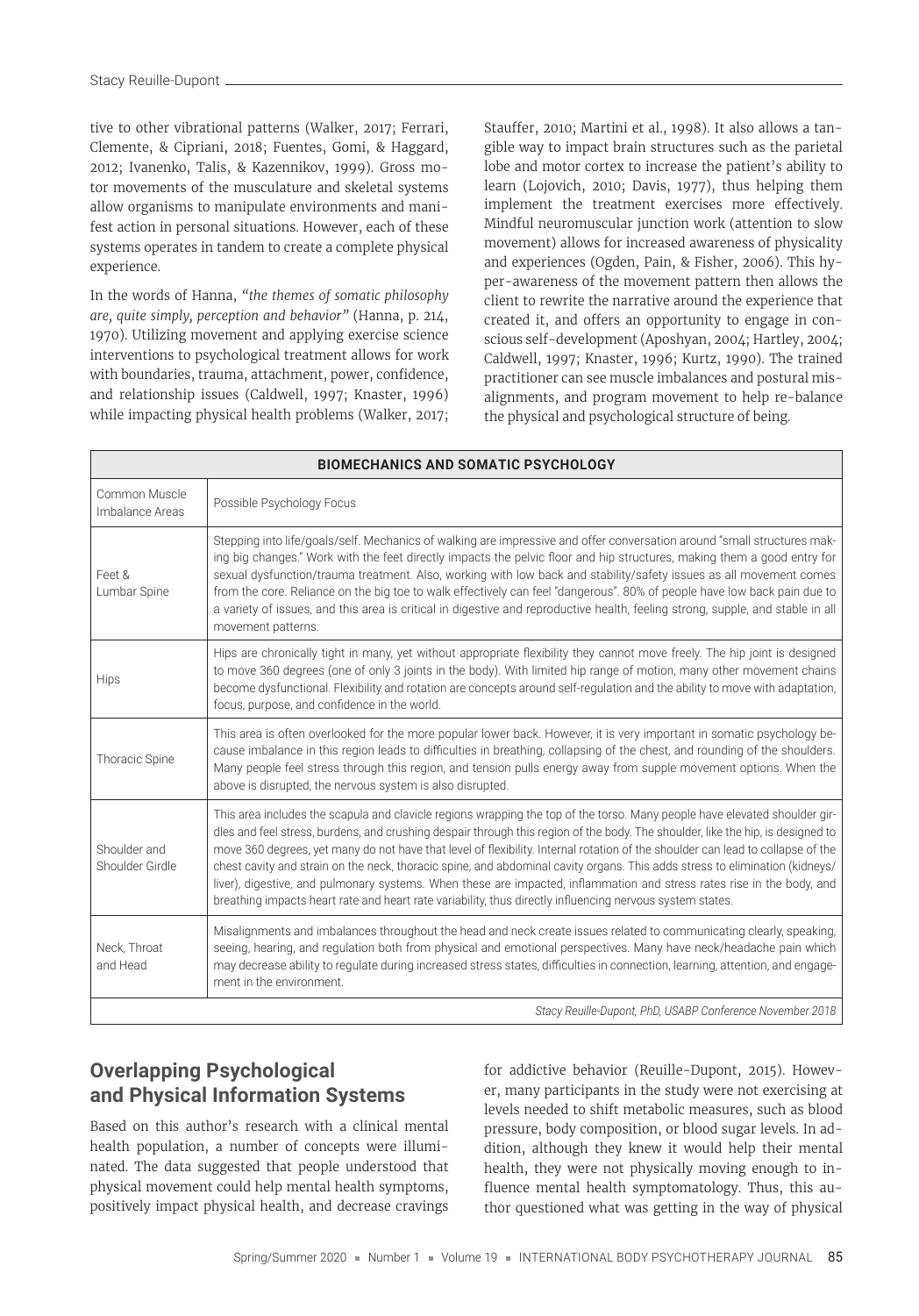tive to other vibrational patterns (Walker, 2017; Ferrari, Clemente, & Cipriani, 2018; Fuentes, Gomi, & Haggard, 2012; Ivanenko, Talis, & Kazennikov, 1999). Gross motor movements of the musculature and skeletal systems allow organisms to manipulate environments and manifest action in personal situations. However, each of these systems operates in tandem to create a complete physical experience.

In the words of Hanna, *"the themes of somatic philosophy are, quite simply, perception and behavior"* (Hanna, p. 214, 1970). Utilizing movement and applying exercise science interventions to psychological treatment allows for work with boundaries, trauma, attachment, power, confidence, and relationship issues (Caldwell, 1997; Knaster, 1996) while impacting physical health problems (Walker, 2017; Stauffer, 2010; Martini et al., 1998). It also allows a tangible way to impact brain structures such as the parietal lobe and motor cortex to increase the patient's ability to learn (Lojovich, 2010; Davis, 1977), thus helping them implement the treatment exercises more effectively. Mindful neuromuscular junction work (attention to slow movement) allows for increased awareness of physicality and experiences (Ogden, Pain, & Fisher, 2006). This hyper-awareness of the movement pattern then allows the client to rewrite the narrative around the experience that created it, and offers an opportunity to engage in conscious self-development (Aposhyan, 2004; Hartley, 2004; Caldwell, 1997; Knaster, 1996; Kurtz, 1990). The trained practitioner can see muscle imbalances and postural misalignments, and program movement to help re-balance the physical and psychological structure of being.

| **BIOMECHANICS AND SOMATIC PSYCHOLOGY** | |
|---|---|
| Common Muscle Imbalance Areas | Possible Psychology Focus |
| Feet & Lumbar Spine | Stepping into life/goals/self. Mechanics of walking are impressive and offer conversation around "small structures making big changes." Work with the feet directly impacts the pelvic floor and hip structures, making them a good entry for sexual dysfunction/trauma treatment. Also, working with low back and stability/safety issues as all movement comes from the core. Reliance on the big toe to walk effectively can feel "dangerous". 80% of people have low back pain due to a variety of issues, and this area is critical in digestive and reproductive health, feeling strong, supple, and stable in all movement patterns. |
| Hips | Hips are chronically tight in many, yet without appropriate flexibility they cannot move freely. The hip joint is designed to move 360 degrees (one of only 3 joints in the body). With limited hip range of motion, many other movement chains become dysfunctional. Flexibility and rotation are concepts around self-regulation and the ability to move with adaptation, focus, purpose, and confidence in the world. |
| Thoracic Spine | This area is often overlooked for the more popular lower back. However, it is very important in somatic psychology because imbalance in this region leads to difficulties in breathing, collapsing of the chest, and rounding of the shoulders. Many people feel stress through this region, and tension pulls energy away from supple movement options. When the above is disrupted, the nervous system is also disrupted. |
| Shoulder and Shoulder Girdle | This area includes the scapula and clavicle regions wrapping the top of the torso. Many people have elevated shoulder girdles and feel stress, burdens, and crushing despair through this region of the body. The shoulder, like the hip, is designed to move 360 degrees, yet many do not have that level of flexibility. Internal rotation of the shoulder can lead to collapse of the chest cavity and strain on the neck, thoracic spine, and abdominal cavity organs. This adds stress to elimination (kidneys/liver), digestive, and pulmonary systems. When these are impacted, inflammation and stress rates rise in the body, and breathing impacts heart rate and heart rate variability, thus directly influencing nervous system states. |
| Neck, Throat and Head | Misalignments and imbalances throughout the head and neck create issues related to communicating clearly, speaking, seeing, hearing, and regulation both from physical and emotional perspectives. Many have neck/headache pain which may decrease ability to regulate during increased stress states, difficulties in connection, learning, attention, and engagement in the environment. |
| | *Stacy Reuille-Dupont, PhD, USABP Conference November 2018* |

## Overlapping Psychological and Physical Information Systems

Based on this author's research with a clinical mental health population, a number of concepts were illuminated. The data suggested that people understood that physical movement could help mental health symptoms, positively impact physical health, and decrease cravings for addictive behavior (Reuille-Dupont, 2015). However, many participants in the study were not exercising at levels needed to shift metabolic measures, such as blood pressure, body composition, or blood sugar levels. In addition, although they knew it would help their mental health, they were not physically moving enough to influence mental health symptomatology. Thus, this author questioned what was getting in the way of physical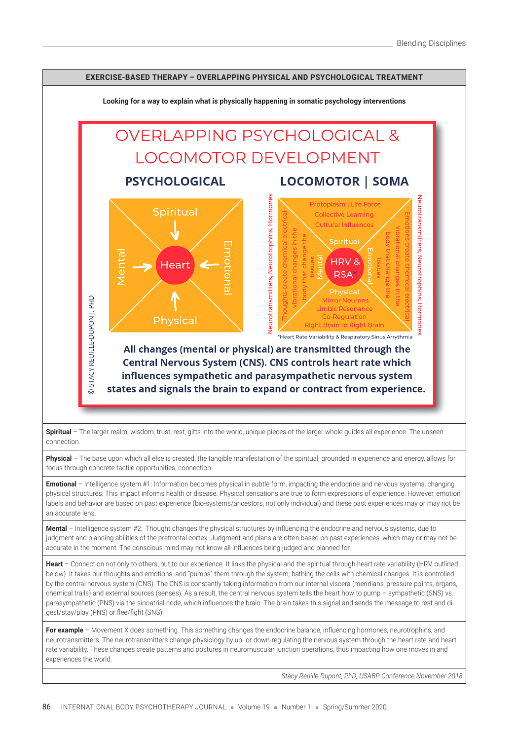**EXERCISE-BASED THERAPY – OVERLAPPING PHYSICAL AND PSYCHOLOGICAL TREATMENT**

**Looking for a way to explain what is physically happening in somatic psychology interventions**

## OVERLAPPING PSYCHOLOGICAL & LOCOMOTOR DEVELOPMENT

**PSYCHOLOGICAL**

Spiritual → Heart ← Emotional
Mental → Heart ← Physical

**LOCOMOTOR | SOMA**

Protoplasm | Life Force
Collective Learning
Cultural Influences
Spiritual
Mental — HRV & RSA* — Emotional
Physical
Mirror Neurons
Limbic Resonance
Co-Regulation
Right Brain to Right Brain

Neurotransmitters, Neurotrophins, Hormones

Thoughts create chemical electrical vibrational changes in the body that change the tissues

Emotions create chemical electrical vibrational changes in the body that change the tissues

Neurotransmitters, Neurotrophins, Hormones

*Heart Rate Variability & Respiratory Sinus Arrythmia

**All changes (mental or physical) are transmitted through the Central Nervous System (CNS). CNS controls heart rate which influences sympathetic and parasympathetic nervous system states and signals the brain to expand or contract from experience.**

© STACY REUILLE-DUPONT, PHD

**Spiritual** – The larger realm, wisdom, trust, rest, gifts into the world, unique pieces of the larger whole guides all experience. The unseen connection.

**Physical** – The base upon which all else is created, the tangible manifestation of the spiritual, grounded in experience and energy, allows for focus through concrete tactile opportunities, connection.

**Emotional** – Intelligence system #1: Information becomes physical in subtle form, impacting the endocrine and nervous systems, changing physical structures. This impact informs health or disease. Physical sensations are true to form expressions of experience. However, emotion labels and behavior are based on past experience (bio-systems/ancestors, not only individual) and these past experiences may or may not be an accurate lens.

**Mental** – Intelligence system #2: Thought changes the physical structures by influencing the endocrine and nervous systems, due to judgment and planning abilities of the prefrontal cortex. Judgment and plans are often based on past experiences, which may or may not be accurate in the moment. The conscious mind may not know all influences being judged and planned for.

**Heart** – Connection not only to others, but to our experience. It links the physical and the spiritual through heart rate variability (HRV, outlined below). It takes our thoughts and emotions, and "pumps" them through the system, bathing the cells with chemical changes. It is controlled by the central nervous system (CNS). The CNS is constantly taking information from our internal viscera (meridians, pressure points, organs, chemical trails) and external sources (senses). As a result, the central nervous system tells the heart how to pump – sympathetic (SNS) vs. parasympathetic (PNS) via the sinoatrial node, which influences the brain. The brain takes this signal and sends the message to rest and digest/stay/play (PNS) or flee/fight (SNS).

**For example** – Movement X does something. This something changes the endocrine balance, influencing hormones, neurotrophins, and neurotransmitters. The neurotransmitters change physiology by up- or down-regulating the nervous system through the heart rate and heart rate variability. These changes create patterns and postures in neuromuscular junction operations, thus impacting how one moves in and experiences the world.

*Stacy Reuille-Dupont, PhD, USABP Conference November 2018*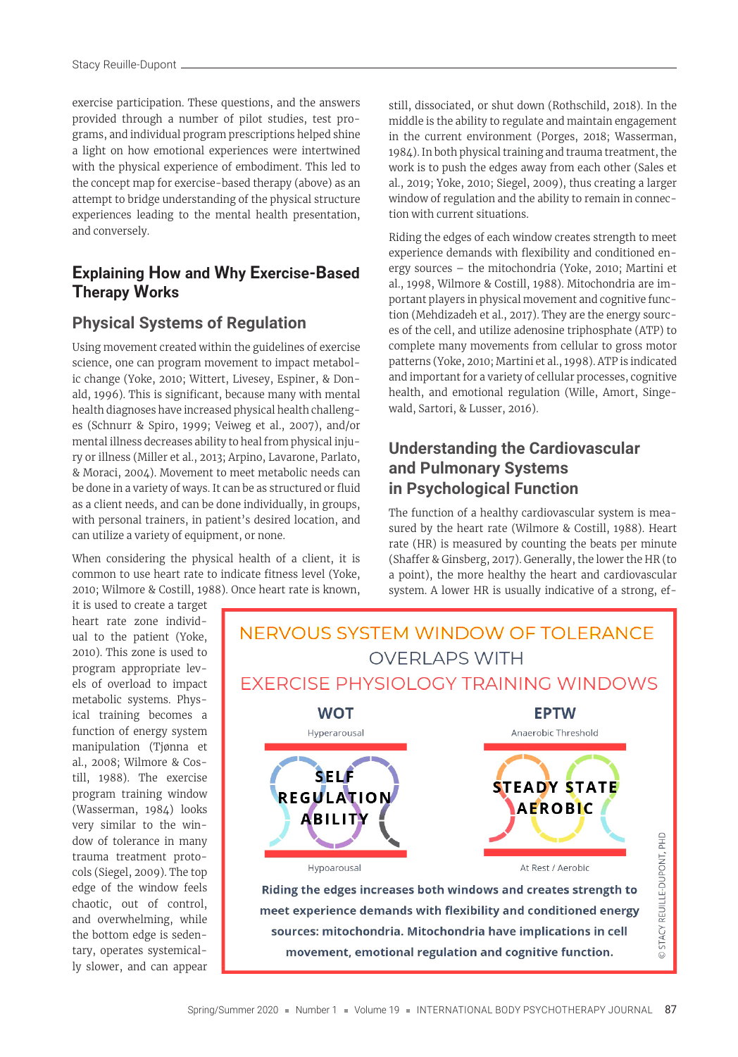exercise participation. These questions, and the answers provided through a number of pilot studies, test programs, and individual program prescriptions helped shine a light on how emotional experiences were intertwined with the physical experience of embodiment. This led to the concept map for exercise-based therapy (above) as an attempt to bridge understanding of the physical structure experiences leading to the mental health presentation, and conversely.

## Explaining How and Why Exercise-Based Therapy Works

### Physical Systems of Regulation

Using movement created within the guidelines of exercise science, one can program movement to impact metabolic change (Yoke, 2010; Wittert, Livesey, Espiner, & Donald, 1996). This is significant, because many with mental health diagnoses have increased physical health challenges (Schnurr & Spiro, 1999; Veiweg et al., 2007), and/or mental illness decreases ability to heal from physical injury or illness (Miller et al., 2013; Arpino, Lavarone, Parlato, & Moraci, 2004). Movement to meet metabolic needs can be done in a variety of ways. It can be as structured or fluid as a client needs, and can be done individually, in groups, with personal trainers, in patient's desired location, and can utilize a variety of equipment, or none.

When considering the physical health of a client, it is common to use heart rate to indicate fitness level (Yoke, 2010; Wilmore & Costill, 1988). Once heart rate is known, it is used to create a target heart rate zone individual to the patient (Yoke, 2010). This zone is used to program appropriate levels of overload to impact metabolic systems. Physical training becomes a function of energy system manipulation (Tjønna et al., 2008; Wilmore & Costill, 1988). The exercise program training window (Wasserman, 1984) looks very similar to the window of tolerance in many trauma treatment protocols (Siegel, 2009). The top edge of the window feels chaotic, out of control, and overwhelming, while the bottom edge is sedentary, operates systemically slower, and can appear still, dissociated, or shut down (Rothschild, 2018). In the middle is the ability to regulate and maintain engagement in the current environment (Porges, 2018; Wasserman, 1984). In both physical training and trauma treatment, the work is to push the edges away from each other (Sales et al., 2019; Yoke, 2010; Siegel, 2009), thus creating a larger window of regulation and the ability to remain in connection with current situations.

Riding the edges of each window creates strength to meet experience demands with flexibility and conditioned energy sources – the mitochondria (Yoke, 2010; Martini et al., 1998, Wilmore & Costill, 1988). Mitochondria are important players in physical movement and cognitive function (Mehdizadeh et al., 2017). They are the energy sources of the cell, and utilize adenosine triphosphate (ATP) to complete many movements from cellular to gross motor patterns (Yoke, 2010; Martini et al., 1998). ATP is indicated and important for a variety of cellular processes, cognitive health, and emotional regulation (Wille, Amort, Singewald, Sartori, & Lusser, 2016).

### Understanding the Cardiovascular and Pulmonary Systems in Psychological Function

The function of a healthy cardiovascular system is measured by the heart rate (Wilmore & Costill, 1988). Heart rate (HR) is measured by counting the beats per minute (Shaffer & Ginsberg, 2017). Generally, the lower the HR (to a point), the more healthy the heart and cardiovascular system. A lower HR is usually indicative of a strong, ef-

NERVOUS SYSTEM WINDOW OF TOLERANCE
OVERLAPS WITH
EXERCISE PHYSIOLOGY TRAINING WINDOWS

| WOT | EPTW |
|---|---|
| Hyperarousal | Anaerobic Threshold |
| SELF REGULATION ABILITY | STEADY STATE AEROBIC |
| Hypoarousal | At Rest / Aerobic |

**Riding the edges increases both windows and creates strength to meet experience demands with flexibility and conditioned energy sources: mitochondria. Mitochondria have implications in cell movement, emotional regulation and cognitive function.**

© STACY REUILLE-DUPONT, PHD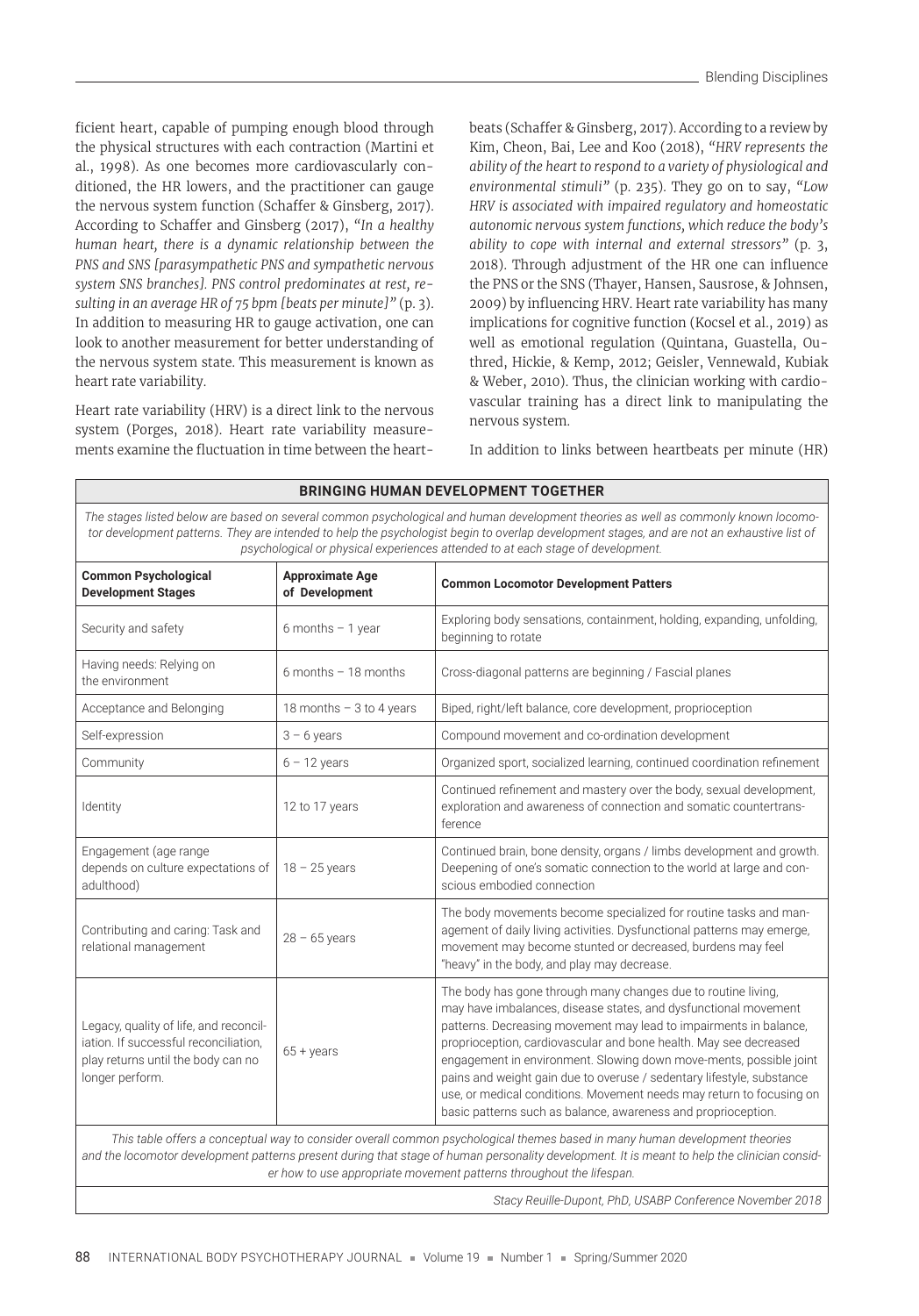ficient heart, capable of pumping enough blood through the physical structures with each contraction (Martini et al., 1998). As one becomes more cardiovascularly conditioned, the HR lowers, and the practitioner can gauge the nervous system function (Schaffer & Ginsberg, 2017). According to Schaffer and Ginsberg (2017), *"In a healthy human heart, there is a dynamic relationship between the PNS and SNS [parasympathetic PNS and sympathetic nervous system SNS branches]. PNS control predominates at rest, resulting in an average HR of 75 bpm [beats per minute]"* (p. 3). In addition to measuring HR to gauge activation, one can look to another measurement for better understanding of the nervous system state. This measurement is known as heart rate variability.

Heart rate variability (HRV) is a direct link to the nervous system (Porges, 2018). Heart rate variability measurements examine the fluctuation in time between the heartbeats (Schaffer & Ginsberg, 2017). According to a review by Kim, Cheon, Bai, Lee and Koo (2018), *"HRV represents the ability of the heart to respond to a variety of physiological and environmental stimuli"* (p. 235). They go on to say, *"Low HRV is associated with impaired regulatory and homeostatic autonomic nervous system functions, which reduce the body's ability to cope with internal and external stressors"* (p. 3, 2018). Through adjustment of the HR one can influence the PNS or the SNS (Thayer, Hansen, Sausrose, & Johnsen, 2009) by influencing HRV. Heart rate variability has many implications for cognitive function (Kocsel et al., 2019) as well as emotional regulation (Quintana, Guastella, Outhred, Hickie, & Kemp, 2012; Geisler, Vennewald, Kubiak & Weber, 2010). Thus, the clinician working with cardiovascular training has a direct link to manipulating the nervous system.

In addition to links between heartbeats per minute (HR)

**BRINGING HUMAN DEVELOPMENT TOGETHER**

*The stages listed below are based on several common psychological and human development theories as well as commonly known locomotor development patterns. They are intended to help the psychologist begin to overlap development stages, and are not an exhaustive list of psychological or physical experiences attended to at each stage of development.*

| Common Psychological Development Stages | Approximate Age of Development | Common Locomotor Development Patters |
|---|---|---|
| Security and safety | 6 months – 1 year | Exploring body sensations, containment, holding, expanding, unfolding, beginning to rotate |
| Having needs: Relying on the environment | 6 months – 18 months | Cross-diagonal patterns are beginning / Fascial planes |
| Acceptance and Belonging | 18 months – 3 to 4 years | Biped, right/left balance, core development, proprioception |
| Self-expression | 3 – 6 years | Compound movement and co-ordination development |
| Community | 6 – 12 years | Organized sport, socialized learning, continued coordination refinement |
| Identity | 12 to 17 years | Continued refinement and mastery over the body, sexual development, exploration and awareness of connection and somatic countertransference |
| Engagement (age range depends on culture expectations of adulthood) | 18 – 25 years | Continued brain, bone density, organs / limbs development and growth. Deepening of one's somatic connection to the world at large and conscious embodied connection |
| Contributing and caring: Task and relational management | 28 – 65 years | The body movements become specialized for routine tasks and management of daily living activities. Dysfunctional patterns may emerge, movement may become stunted or decreased, burdens may feel "heavy" in the body, and play may decrease. |
| Legacy, quality of life, and reconciliation. If successful reconciliation, play returns until the body can no longer perform. | 65 + years | The body has gone through many changes due to routine living, may have imbalances, disease states, and dysfunctional movement patterns. Decreasing movement may lead to impairments in balance, proprioception, cardiovascular and bone health. May see decreased engagement in environment. Slowing down move-ments, possible joint pains and weight gain due to overuse / sedentary lifestyle, substance use, or medical conditions. Movement needs may return to focusing on basic patterns such as balance, awareness and proprioception. |

*This table offers a conceptual way to consider overall common psychological themes based in many human development theories and the locomotor development patterns present during that stage of human personality development. It is meant to help the clinician consider how to use appropriate movement patterns throughout the lifespan.*

*Stacy Reuille-Dupont, PhD, USABP Conference November 2018*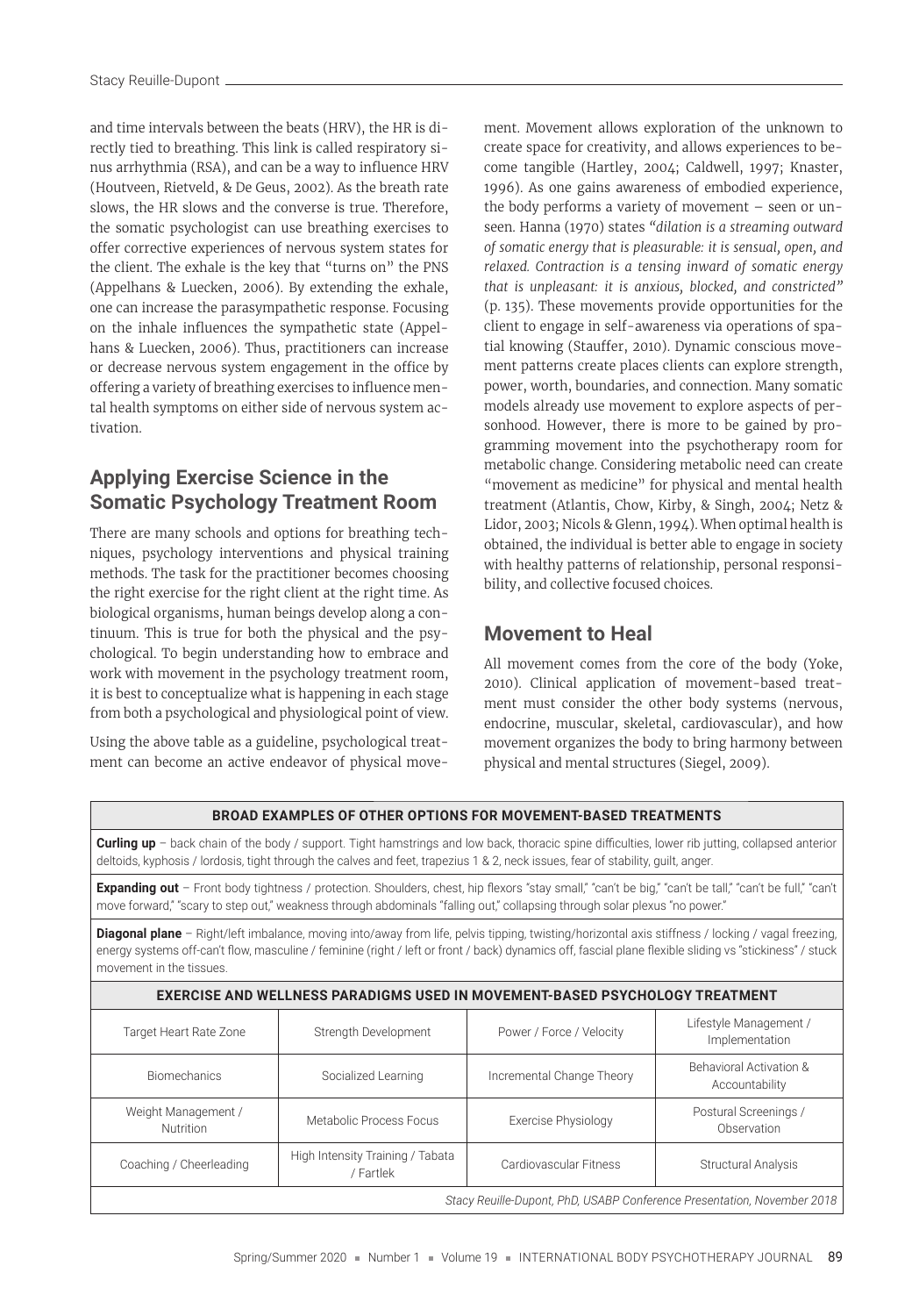and time intervals between the beats (HRV), the HR is directly tied to breathing. This link is called respiratory sinus arrhythmia (RSA), and can be a way to influence HRV (Houtveen, Rietveld, & De Geus, 2002). As the breath rate slows, the HR slows and the converse is true. Therefore, the somatic psychologist can use breathing exercises to offer corrective experiences of nervous system states for the client. The exhale is the key that "turns on" the PNS (Appelhans & Luecken, 2006). By extending the exhale, one can increase the parasympathetic response. Focusing on the inhale influences the sympathetic state (Appelhans & Luecken, 2006). Thus, practitioners can increase or decrease nervous system engagement in the office by offering a variety of breathing exercises to influence mental health symptoms on either side of nervous system activation.

## Applying Exercise Science in the Somatic Psychology Treatment Room

There are many schools and options for breathing techniques, psychology interventions and physical training methods. The task for the practitioner becomes choosing the right exercise for the right client at the right time. As biological organisms, human beings develop along a continuum. This is true for both the physical and the psychological. To begin understanding how to embrace and work with movement in the psychology treatment room, it is best to conceptualize what is happening in each stage from both a psychological and physiological point of view.

Using the above table as a guideline, psychological treatment can become an active endeavor of physical movement. Movement allows exploration of the unknown to create space for creativity, and allows experiences to become tangible (Hartley, 2004; Caldwell, 1997; Knaster, 1996). As one gains awareness of embodied experience, the body performs a variety of movement – seen or unseen. Hanna (1970) states *"dilation is a streaming outward of somatic energy that is pleasurable: it is sensual, open, and relaxed. Contraction is a tensing inward of somatic energy that is unpleasant: it is anxious, blocked, and constricted"* (p. 135). These movements provide opportunities for the client to engage in self-awareness via operations of spatial knowing (Stauffer, 2010). Dynamic conscious movement patterns create places clients can explore strength, power, worth, boundaries, and connection. Many somatic models already use movement to explore aspects of personhood. However, there is more to be gained by programming movement into the psychotherapy room for metabolic change. Considering metabolic need can create "movement as medicine" for physical and mental health treatment (Atlantis, Chow, Kirby, & Singh, 2004; Netz & Lidor, 2003; Nicols & Glenn, 1994). When optimal health is obtained, the individual is better able to engage in society with healthy patterns of relationship, personal responsibility, and collective focused choices.

## Movement to Heal

All movement comes from the core of the body (Yoke, 2010). Clinical application of movement-based treatment must consider the other body systems (nervous, endocrine, muscular, skeletal, cardiovascular), and how movement organizes the body to bring harmony between physical and mental structures (Siegel, 2009).

**BROAD EXAMPLES OF OTHER OPTIONS FOR MOVEMENT-BASED TREATMENTS**

**Curling up** – back chain of the body / support. Tight hamstrings and low back, thoracic spine difficulties, lower rib jutting, collapsed anterior deltoids, kyphosis / lordosis, tight through the calves and feet, trapezius 1 & 2, neck issues, fear of stability, guilt, anger.

**Expanding out** – Front body tightness / protection. Shoulders, chest, hip flexors "stay small," "can't be big," "can't be tall," "can't be full," "can't move forward," "scary to step out," weakness through abdominals "falling out," collapsing through solar plexus "no power."

**Diagonal plane** – Right/left imbalance, moving into/away from life, pelvis tipping, twisting/horizontal axis stiffness / locking / vagal freezing, energy systems off-can't flow, masculine / feminine (right / left or front / back) dynamics off, fascial plane flexible sliding vs "stickiness" / stuck movement in the tissues.

**EXERCISE AND WELLNESS PARADIGMS USED IN MOVEMENT-BASED PSYCHOLOGY TREATMENT**

| | | | |
|---|---|---|---|
| Target Heart Rate Zone | Strength Development | Power / Force / Velocity | Lifestyle Management / Implementation |
| Biomechanics | Socialized Learning | Incremental Change Theory | Behavioral Activation & Accountability |
| Weight Management / Nutrition | Metabolic Process Focus | Exercise Physiology | Postural Screenings / Observation |
| Coaching / Cheerleading | High Intensity Training / Tabata / Fartlek | Cardiovascular Fitness | Structural Analysis |

*Stacy Reuille-Dupont, PhD, USABP Conference Presentation, November 2018*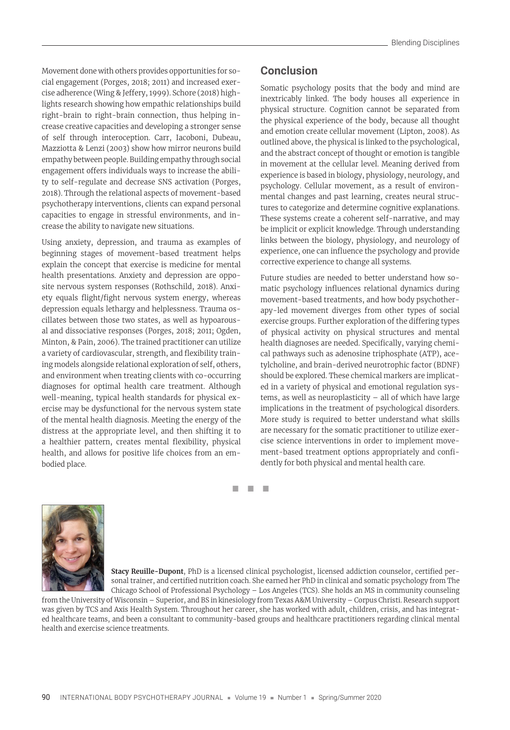Movement done with others provides opportunities for social engagement (Porges, 2018; 2011) and increased exercise adherence (Wing & Jeffery, 1999). Schore (2018) highlights research showing how empathic relationships build right-brain to right-brain connection, thus helping increase creative capacities and developing a stronger sense of self through interoception. Carr, Iacoboni, Dubeau, Mazziotta & Lenzi (2003) show how mirror neurons build empathy between people. Building empathy through social engagement offers individuals ways to increase the ability to self-regulate and decrease SNS activation (Porges, 2018). Through the relational aspects of movement-based psychotherapy interventions, clients can expand personal capacities to engage in stressful environments, and increase the ability to navigate new situations.

Using anxiety, depression, and trauma as examples of beginning stages of movement-based treatment helps explain the concept that exercise is medicine for mental health presentations. Anxiety and depression are opposite nervous system responses (Rothschild, 2018). Anxiety equals flight/fight nervous system energy, whereas depression equals lethargy and helplessness. Trauma oscillates between those two states, as well as hypoarousal and dissociative responses (Porges, 2018; 2011; Ogden, Minton, & Pain, 2006). The trained practitioner can utilize a variety of cardiovascular, strength, and flexibility training models alongside relational exploration of self, others, and environment when treating clients with co-occurring diagnoses for optimal health care treatment. Although well-meaning, typical health standards for physical exercise may be dysfunctional for the nervous system state of the mental health diagnosis. Meeting the energy of the distress at the appropriate level, and then shifting it to a healthier pattern, creates mental flexibility, physical health, and allows for positive life choices from an embodied place.

## Conclusion

Somatic psychology posits that the body and mind are inextricably linked. The body houses all experience in physical structure. Cognition cannot be separated from the physical experience of the body, because all thought and emotion create cellular movement (Lipton, 2008). As outlined above, the physical is linked to the psychological, and the abstract concept of thought or emotion is tangible in movement at the cellular level. Meaning derived from experience is based in biology, physiology, neurology, and psychology. Cellular movement, as a result of environmental changes and past learning, creates neural structures to categorize and determine cognitive explanations. These systems create a coherent self-narrative, and may be implicit or explicit knowledge. Through understanding links between the biology, physiology, and neurology of experience, one can influence the psychology and provide corrective experience to change all systems.

Future studies are needed to better understand how somatic psychology influences relational dynamics during movement-based treatments, and how body psychotherapy-led movement diverges from other types of social exercise groups. Further exploration of the differing types of physical activity on physical structures and mental health diagnoses are needed. Specifically, varying chemical pathways such as adenosine triphosphate (ATP), acetylcholine, and brain-derived neurotrophic factor (BDNF) should be explored. These chemical markers are implicated in a variety of physical and emotional regulation systems, as well as neuroplasticity – all of which have large implications in the treatment of psychological disorders. More study is required to better understand what skills are necessary for the somatic practitioner to utilize exercise science interventions in order to implement movement-based treatment options appropriately and confidently for both physical and mental health care.

■ ■ ■

**Stacy Reuille-Dupont**, PhD is a licensed clinical psychologist, licensed addiction counselor, certified personal trainer, and certified nutrition coach. She earned her PhD in clinical and somatic psychology from The Chicago School of Professional Psychology – Los Angeles (TCS). She holds an MS in community counseling from the University of Wisconsin – Superior, and BS in kinesiology from Texas A&M University – Corpus Christi. Research support was given by TCS and Axis Health System. Throughout her career, she has worked with adult, children, crisis, and has integrated healthcare teams, and been a consultant to community-based groups and healthcare practitioners regarding clinical mental health and exercise science treatments.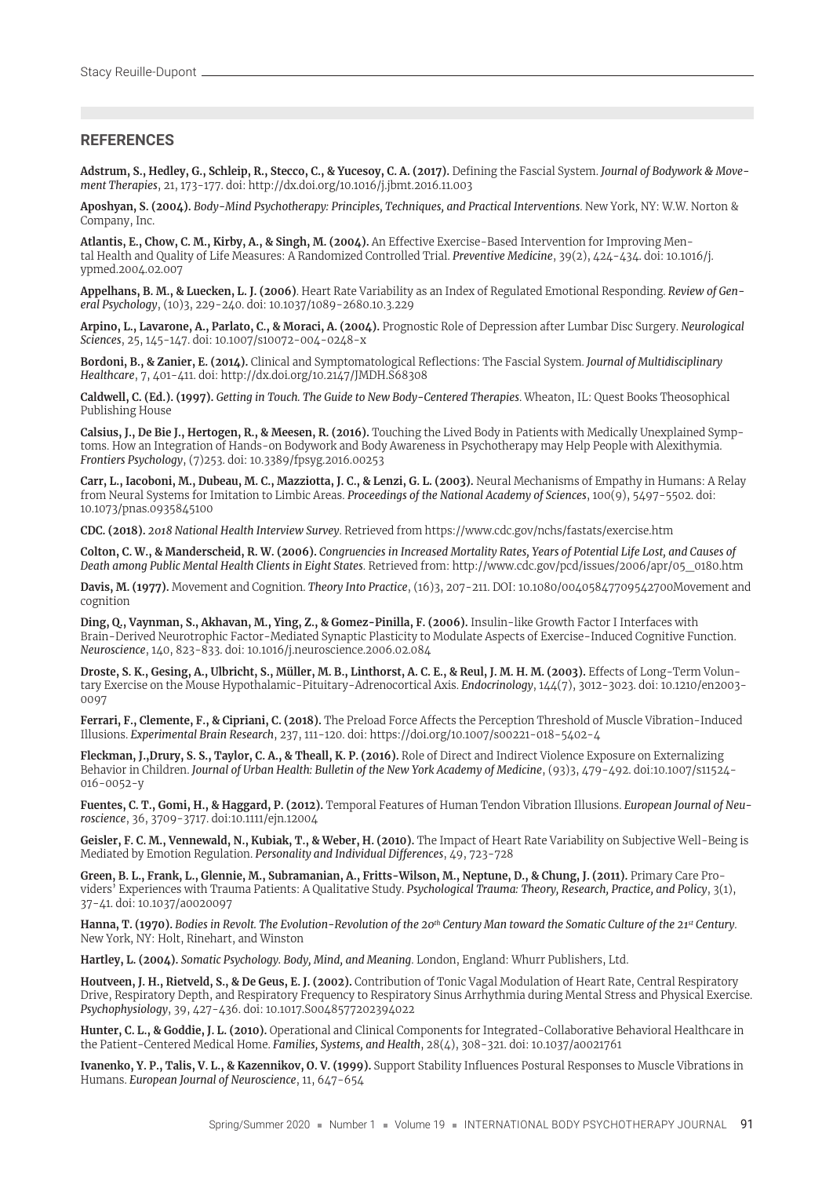## REFERENCES

**Adstrum, S., Hedley, G., Schleip, R., Stecco, C., & Yucesoy, C. A. (2017).** Defining the Fascial System. *Journal of Bodywork & Movement Therapies*, 21, 173-177. doi: http://dx.doi.org/10.1016/j.jbmt.2016.11.003

**Aposhyan, S. (2004).** *Body-Mind Psychotherapy: Principles, Techniques, and Practical Interventions*. New York, NY: W.W. Norton & Company, Inc.

**Atlantis, E., Chow, C. M., Kirby, A., & Singh, M. (2004).** An Effective Exercise-Based Intervention for Improving Mental Health and Quality of Life Measures: A Randomized Controlled Trial. *Preventive Medicine*, 39(2), 424-434. doi: 10.1016/j.ypmed.2004.02.007

**Appelhans, B. M., & Luecken, L. J. (2006)**. Heart Rate Variability as an Index of Regulated Emotional Responding. *Review of General Psychology*, (10)3, 229-240. doi: 10.1037/1089-2680.10.3.229

**Arpino, L., Lavarone, A., Parlato, C., & Moraci, A. (2004).** Prognostic Role of Depression after Lumbar Disc Surgery. *Neurological Sciences*, 25, 145-147. doi: 10.1007/s10072-004-0248-x

**Bordoni, B., & Zanier, E. (2014).** Clinical and Symptomatological Reflections: The Fascial System. *Journal of Multidisciplinary Healthcare*, 7, 401-411. doi: http://dx.doi.org/10.2147/JMDH.S68308

**Caldwell, C. (Ed.). (1997).** *Getting in Touch. The Guide to New Body-Centered Therapies*. Wheaton, IL: Quest Books Theosophical Publishing House

**Calsius, J., De Bie J., Hertogen, R., & Meesen, R. (2016).** Touching the Lived Body in Patients with Medically Unexplained Symptoms. How an Integration of Hands-on Bodywork and Body Awareness in Psychotherapy may Help People with Alexithymia. *Frontiers Psychology*, (7)253. doi: 10.3389/fpsyg.2016.00253

**Carr, L., Iacoboni, M., Dubeau, M. C., Mazziotta, J. C., & Lenzi, G. L. (2003).** Neural Mechanisms of Empathy in Humans: A Relay from Neural Systems for Imitation to Limbic Areas. *Proceedings of the National Academy of Sciences*, 100(9), 5497-5502. doi: 10.1073/pnas.0935845100

**CDC. (2018).** *2018 National Health Interview Survey*. Retrieved from https://www.cdc.gov/nchs/fastats/exercise.htm

**Colton, C. W., & Manderscheid, R. W. (2006).** *Congruencies in Increased Mortality Rates, Years of Potential Life Lost, and Causes of Death among Public Mental Health Clients in Eight States*. Retrieved from: http://www.cdc.gov/pcd/issues/2006/apr/05_0180.htm

**Davis, M. (1977).** Movement and Cognition. *Theory Into Practice*, (16)3, 207-211. DOI: 10.1080/00405847709542700Movement and cognition

**Ding, Q., Vaynman, S., Akhavan, M., Ying, Z., & Gomez-Pinilla, F. (2006).** Insulin-like Growth Factor I Interfaces with Brain-Derived Neurotrophic Factor-Mediated Synaptic Plasticity to Modulate Aspects of Exercise-Induced Cognitive Function. *Neuroscience*, 140, 823-833. doi: 10.1016/j.neuroscience.2006.02.084

**Droste, S. K., Gesing, A., Ulbricht, S., Müller, M. B., Linthorst, A. C. E., & Reul, J. M. H. M. (2003).** Effects of Long-Term Voluntary Exercise on the Mouse Hypothalamic-Pituitary-Adrenocortical Axis. *Endocrinology*, 144(7), 3012-3023. doi: 10.1210/en2003-0097

**Ferrari, F., Clemente, F., & Cipriani, C. (2018).** The Preload Force Affects the Perception Threshold of Muscle Vibration-Induced Illusions. *Experimental Brain Research*, 237, 111-120. doi: https://doi.org/10.1007/s00221-018-5402-4

**Fleckman, J.,Drury, S. S., Taylor, C. A., & Theall, K. P. (2016).** Role of Direct and Indirect Violence Exposure on Externalizing Behavior in Children. *Journal of Urban Health: Bulletin of the New York Academy of Medicine*, (93)3, 479-492. doi:10.1007/s11524-016-0052-y

**Fuentes, C. T., Gomi, H., & Haggard, P. (2012).** Temporal Features of Human Tendon Vibration Illusions. *European Journal of Neuroscience*, 36, 3709-3717. doi:10.1111/ejn.12004

**Geisler, F. C. M., Vennewald, N., Kubiak, T., & Weber, H. (2010).** The Impact of Heart Rate Variability on Subjective Well-Being is Mediated by Emotion Regulation. *Personality and Individual Differences*, 49, 723-728

**Green, B. L., Frank, L., Glennie, M., Subramanian, A., Fritts-Wilson, M., Neptune, D., & Chung, J. (2011).** Primary Care Providers' Experiences with Trauma Patients: A Qualitative Study. *Psychological Trauma: Theory, Research, Practice, and Policy*, 3(1), 37-41. doi: 10.1037/a0020097

**Hanna, T. (1970).** *Bodies in Revolt. The Evolution-Revolution of the 20th Century Man toward the Somatic Culture of the 21st Century*. New York, NY: Holt, Rinehart, and Winston

**Hartley, L. (2004).** *Somatic Psychology. Body, Mind, and Meaning*. London, England: Whurr Publishers, Ltd.

**Houtveen, J. H., Rietveld, S., & De Geus, E. J. (2002).** Contribution of Tonic Vagal Modulation of Heart Rate, Central Respiratory Drive, Respiratory Depth, and Respiratory Frequency to Respiratory Sinus Arrhythmia during Mental Stress and Physical Exercise. *Psychophysiology*, 39, 427-436. doi: 10.1017.S0048577202394022

**Hunter, C. L., & Goddie, J. L. (2010).** Operational and Clinical Components for Integrated-Collaborative Behavioral Healthcare in the Patient-Centered Medical Home. *Families, Systems, and Health*, 28(4), 308-321. doi: 10.1037/a0021761

**Ivanenko, Y. P., Talis, V. L., & Kazennikov, O. V. (1999).** Support Stability Influences Postural Responses to Muscle Vibrations in Humans. *European Journal of Neuroscience*, 11, 647-654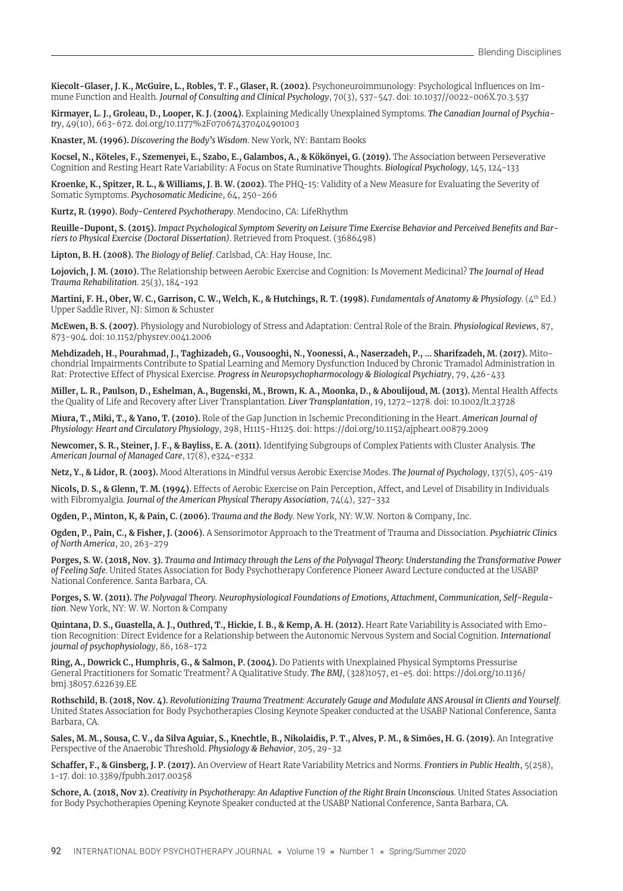**Kiecolt-Glaser, J. K., McGuire, L., Robles, T. F., Glaser, R. (2002).** Psychoneuroimmunology: Psychological Influences on Immune Function and Health. *Journal of Consulting and Clinical Psychology*, 70(3), 537-547. doi: 10.1037//0022-006X.70.3.537

**Kirmayer, L. J., Groleau, D., Looper, K. J. (2004).** Explaining Medically Unexplained Symptoms. *The Canadian Journal of Psychiatry*, 49(10), 663-672. doi.org/10.1177%2F070674370404901003

**Knaster, M. (1996).** *Discovering the Body's Wisdom*. New York, NY: Bantam Books

**Kocsel, N., Köteles, F., Szemenyei, E., Szabo, E., Galambos, A., & Kökönyei, G. (2019).** The Association between Perseverative Cognition and Resting Heart Rate Variability: A Focus on State Ruminative Thoughts. *Biological Psychology*, 145, 124-133

**Kroenke, K., Spitzer, R. L., & Williams, J. B. W. (2002).** The PHQ-15: Validity of a New Measure for Evaluating the Severity of Somatic Symptoms. *Psychosomatic Medicine*, 64, 250-266

**Kurtz, R. (1990).** *Body-Centered Psychotherapy*. Mendocino, CA: LifeRhythm

**Reuille-Dupont, S. (2015).** *Impact Psychological Symptom Severity on Leisure Time Exercise Behavior and Perceived Benefits and Barriers to Physical Exercise (Doctoral Dissertation)*. Retrieved from Proquest. (3686498)

**Lipton, B. H. (2008).** *The Biology of Belief*. Carlsbad, CA: Hay House, Inc.

**Lojovich, J. M. (2010).** The Relationship between Aerobic Exercise and Cognition: Is Movement Medicinal? *The Journal of Head Trauma Rehabilitation*. 25(3), 184-192

**Martini, F. H., Ober, W. C., Garrison, C. W., Welch, K., & Hutchings, R. T. (1998).** *Fundamentals of Anatomy & Physiology*. (4th Ed.) Upper Saddle River, NJ: Simon & Schuster

**McEwen, B. S. (2007).** Physiology and Nurobiology of Stress and Adaptation: Central Role of the Brain. *Physiological Reviews*, 87, 873-904. doi: 10.1152/physrev.0041.2006

**Mehdizadeh, H., Pourahmad, J., Taghizadeh, G., Vousooghi, N., Yoonessi, A., Naserzadeh, P., ... Sharifzadeh, M. (2017).** Mitochondrial Impairments Contribute to Spatial Learning and Memory Dysfunction Induced by Chronic Tramadol Administration in Rat: Protective Effect of Physical Exercise. *Progress in Neuropsychopharmocology & Biological Psychiatry*, 79, 426-433

**Miller, L. R., Paulson, D., Eshelman, A., Bugenski, M., Brown, K. A., Moonka, D., & Aboulijoud, M. (2013).** Mental Health Affects the Quality of Life and Recovery after Liver Transplantation. *Liver Transplantation*, 19, 1272–1278. doi: 10.1002/lt.23728

**Miura, T., Miki, T., & Yano, T. (2010).** Role of the Gap Junction in Ischemic Preconditioning in the Heart. *American Journal of Physiology: Heart and Circulatory Physiology*, 298, H1115-H1125. doi: https://doi.org/10.1152/ajpheart.00879.2009

**Newcomer, S. R., Steiner, J. F., & Bayliss, E. A. (2011).** Identifying Subgroups of Complex Patients with Cluster Analysis. *The American Journal of Managed Care*, 17(8), e324-e332

**Netz, Y., & Lidor, R. (2003).** Mood Alterations in Mindful versus Aerobic Exercise Modes. *The Journal of Psychology*, 137(5), 405-419

**Nicols, D. S., & Glenn, T. M. (1994).** Effects of Aerobic Exercise on Pain Perception, Affect, and Level of Disability in Individuals with Fibromyalgia. *Journal of the American Physical Therapy Association*, 74(4), 327-332

**Ogden, P., Minton, K, & Pain, C. (2006).** *Trauma and the Body*. New York, NY: W.W. Norton & Company, Inc.

**Ogden, P., Pain, C., & Fisher, J. (2006).** A Sensorimotor Approach to the Treatment of Trauma and Dissociation. *Psychiatric Clinics of North America*, 20, 263-279

**Porges, S. W. (2018, Nov. 3).** *Trauma and Intimacy through the Lens of the Polyvagal Theory: Understanding the Transformative Power of Feeling Safe*. United States Association for Body Psychotherapy Conference Pioneer Award Lecture conducted at the USABP National Conference. Santa Barbara, CA.

**Porges, S. W. (2011).** *The Polyvagal Theory. Neurophysiological Foundations of Emotions, Attachment, Communication, Self-Regulation*. New York, NY: W. W. Norton & Company

**Quintana, D. S., Guastella, A. J., Outhred, T., Hickie, I. B., & Kemp, A. H. (2012).** Heart Rate Variability is Associated with Emotion Recognition: Direct Evidence for a Relationship between the Autonomic Nervous System and Social Cognition. *International journal of psychophysiology*, 86, 168-172

**Ring, A., Dowrick C., Humphris, G., & Salmon, P. (2004).** Do Patients with Unexplained Physical Symptoms Pressurise General Practitioners for Somatic Treatment? A Qualitative Study. *The BMJ*, (328)1057, e1-e5. doi: https://doi.org/10.1136/bmj.38057.622639.EE

**Rothschild, B. (2018, Nov. 4).** *Revolutionizing Trauma Treatment: Accurately Gauge and Modulate ANS Arousal in Clients and Yourself*. United States Association for Body Psychotherapies Closing Keynote Speaker conducted at the USABP National Conference, Santa Barbara, CA.

**Sales, M. M., Sousa, C. V., da Silva Aguiar, S., Knechtle, B., Nikolaidis, P. T., Alves, P. M., & Simões, H. G. (2019).** An Integrative Perspective of the Anaerobic Threshold. *Physiology & Behavior*, 205, 29-32

**Schaffer, F., & Ginsberg, J. P. (2017).** An Overview of Heart Rate Variability Metrics and Norms. *Frontiers in Public Health*, 5(258), 1-17. doi: 10.3389/fpubh.2017.00258

**Schore, A. (2018, Nov 2).** *Creativity in Psychotherapy: An Adaptive Function of the Right Brain Unconscious*. United States Association for Body Psychotherapies Opening Keynote Speaker conducted at the USABP National Conference, Santa Barbara, CA.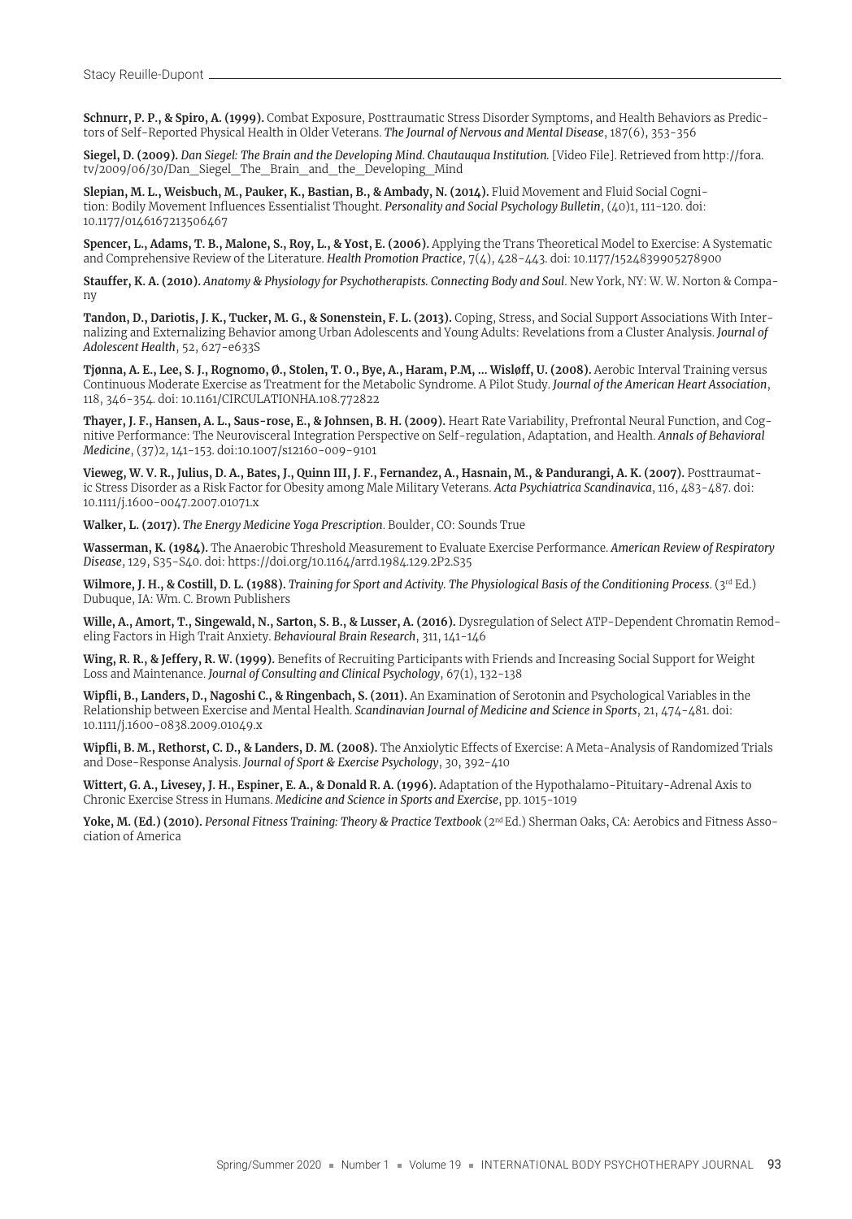**Schnurr, P. P., & Spiro, A. (1999).** Combat Exposure, Posttraumatic Stress Disorder Symptoms, and Health Behaviors as Predictors of Self-Reported Physical Health in Older Veterans. ***The Journal of Nervous and Mental Disease***, 187(6), 353-356

**Siegel, D. (2009).** *Dan Siegel: The Brain and the Developing Mind. Chautauqua Institution.* [Video File]. Retrieved from http://fora.tv/2009/06/30/Dan_Siegel_The_Brain_and_the_Developing_Mind

**Slepian, M. L., Weisbuch, M., Pauker, K., Bastian, B., & Ambady, N. (2014).** Fluid Movement and Fluid Social Cognition: Bodily Movement Influences Essentialist Thought. ***Personality and Social Psychology Bulletin***, (40)1, 111-120. doi: 10.1177/0146167213506467

**Spencer, L., Adams, T. B., Malone, S., Roy, L., & Yost, E. (2006).** Applying the Trans Theoretical Model to Exercise: A Systematic and Comprehensive Review of the Literature. ***Health Promotion Practice***, 7(4), 428-443. doi: 10.1177/1524839905278900

**Stauffer, K. A. (2010).** *Anatomy & Physiology for Psychotherapists. Connecting Body and Soul*. New York, NY: W. W. Norton & Company

**Tandon, D., Dariotis, J. K., Tucker, M. G., & Sonenstein, F. L. (2013).** Coping, Stress, and Social Support Associations With Internalizing and Externalizing Behavior among Urban Adolescents and Young Adults: Revelations from a Cluster Analysis. ***Journal of Adolescent Health***, 52, 627-e633S

**Tjønna, A. E., Lee, S. J., Rognomo, Ø., Stolen, T. O., Bye, A., Haram, P.M, ... Wisløff, U. (2008).** Aerobic Interval Training versus Continuous Moderate Exercise as Treatment for the Metabolic Syndrome. A Pilot Study. ***Journal of the American Heart Association***, 118, 346-354. doi: 10.1161/CIRCULATIONHA.108.772822

**Thayer, J. F., Hansen, A. L., Saus-rose, E., & Johnsen, B. H. (2009).** Heart Rate Variability, Prefrontal Neural Function, and Cognitive Performance: The Neurovisceral Integration Perspective on Self-regulation, Adaptation, and Health. ***Annals of Behavioral Medicine***, (37)2, 141-153. doi:10.1007/s12160-009-9101

**Vieweg, W. V. R., Julius, D. A., Bates, J., Quinn III, J. F., Fernandez, A., Hasnain, M., & Pandurangi, A. K. (2007).** Posttraumatic Stress Disorder as a Risk Factor for Obesity among Male Military Veterans. ***Acta Psychiatrica Scandinavica***, 116, 483-487. doi: 10.1111/j.1600-0047.2007.01071.x

**Walker, L. (2017).** *The Energy Medicine Yoga Prescription*. Boulder, CO: Sounds True

**Wasserman, K. (1984).** The Anaerobic Threshold Measurement to Evaluate Exercise Performance. ***American Review of Respiratory Disease***, 129, S35-S40. doi: https://doi.org/10.1164/arrd.1984.129.2P2.S35

**Wilmore, J. H., & Costill, D. L. (1988).** *Training for Sport and Activity. The Physiological Basis of the Conditioning Process*. (3rd Ed.) Dubuque, IA: Wm. C. Brown Publishers

**Wille, A., Amort, T., Singewald, N., Sarton, S. B., & Lusser, A. (2016).** Dysregulation of Select ATP-Dependent Chromatin Remodeling Factors in High Trait Anxiety. ***Behavioural Brain Research***, 311, 141-146

**Wing, R. R., & Jeffery, R. W. (1999).** Benefits of Recruiting Participants with Friends and Increasing Social Support for Weight Loss and Maintenance. ***Journal of Consulting and Clinical Psychology***, 67(1), 132-138

**Wipfli, B., Landers, D., Nagoshi C., & Ringenbach, S. (2011).** An Examination of Serotonin and Psychological Variables in the Relationship between Exercise and Mental Health. ***Scandinavian Journal of Medicine and Science in Sports***, 21, 474-481. doi: 10.1111/j.1600-0838.2009.01049.x

**Wipfli, B. M., Rethorst, C. D., & Landers, D. M. (2008).** The Anxiolytic Effects of Exercise: A Meta-Analysis of Randomized Trials and Dose-Response Analysis. ***Journal of Sport & Exercise Psychology***, 30, 392-410

**Wittert, G. A., Livesey, J. H., Espiner, E. A., & Donald R. A. (1996).** Adaptation of the Hypothalamo-Pituitary-Adrenal Axis to Chronic Exercise Stress in Humans. ***Medicine and Science in Sports and Exercise***, pp. 1015-1019

**Yoke, M. (Ed.) (2010).** *Personal Fitness Training: Theory & Practice Textbook* (2nd Ed.) Sherman Oaks, CA: Aerobics and Fitness Association of America